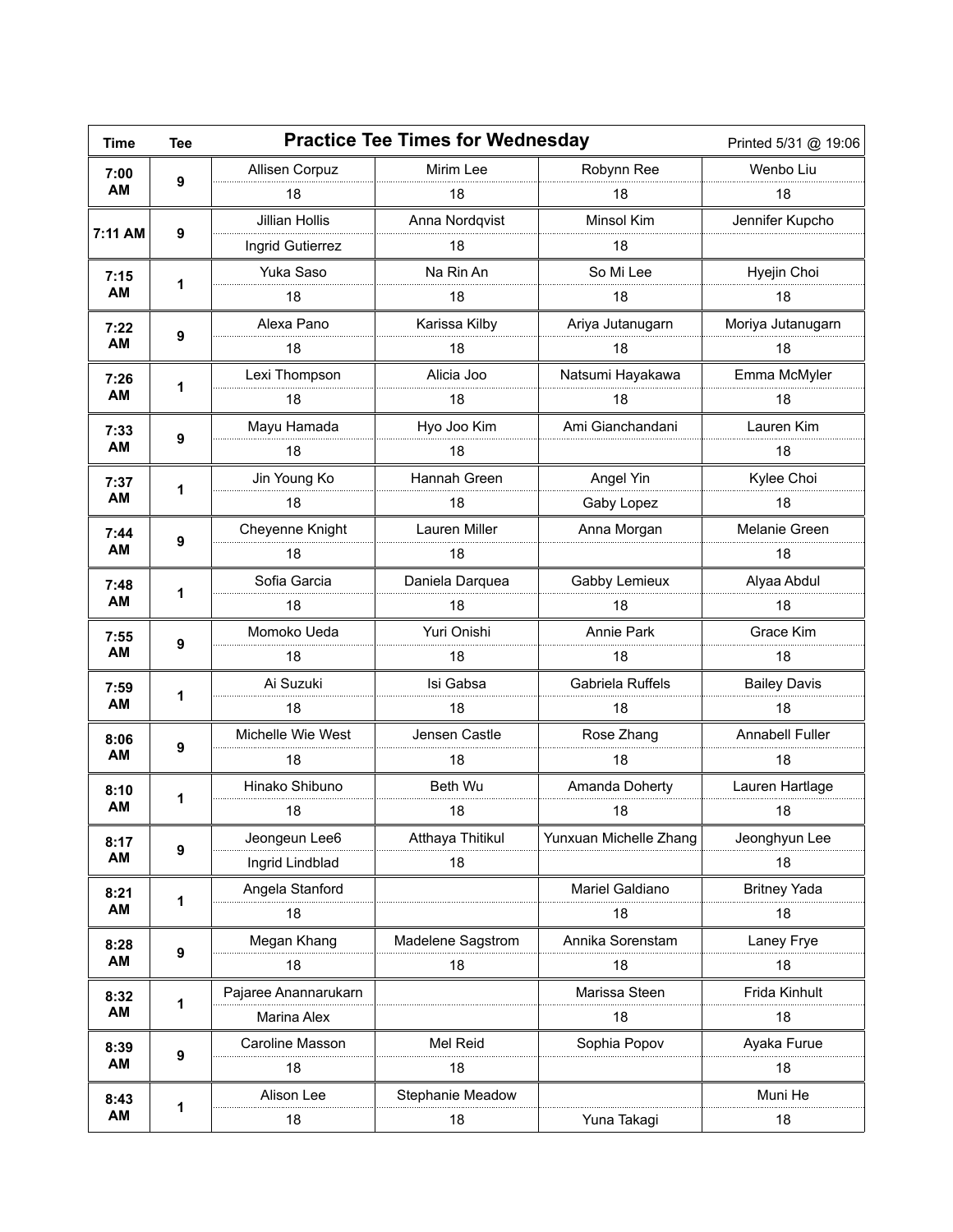| Time | Tee | Practice Tee Times for Wednesday | | | Printed 5/31 @ 19:06 |
|---|---|---|---|---|---|
| 7:00 AM | 9 | Allisen Corpuz | Mirim Lee | Robynn Ree | Wenbo Liu |
| | | 18 | 18 | 18 | 18 |
| 7:11 AM | 9 | Jillian Hollis | Anna Nordqvist | Minsol Kim | Jennifer Kupcho |
| | | Ingrid Gutierrez | 18 | 18 | |
| 7:15 AM | 1 | Yuka Saso | Na Rin An | So Mi Lee | Hyejin Choi |
| | | 18 | 18 | 18 | 18 |
| 7:22 AM | 9 | Alexa Pano | Karissa Kilby | Ariya Jutanugarn | Moriya Jutanugarn |
| | | 18 | 18 | 18 | 18 |
| 7:26 AM | 1 | Lexi Thompson | Alicia Joo | Natsumi Hayakawa | Emma McMyler |
| | | 18 | 18 | 18 | 18 |
| 7:33 AM | 9 | Mayu Hamada | Hyo Joo Kim | Ami Gianchandani | Lauren Kim |
| | | 18 | 18 | | 18 |
| 7:37 AM | 1 | Jin Young Ko | Hannah Green | Angel Yin | Kylee Choi |
| | | 18 | 18 | Gaby Lopez | 18 |
| 7:44 AM | 9 | Cheyenne Knight | Lauren Miller | Anna Morgan | Melanie Green |
| | | 18 | 18 | | 18 |
| 7:48 AM | 1 | Sofia Garcia | Daniela Darquea | Gabby Lemieux | Alyaa Abdul |
| | | 18 | 18 | 18 | 18 |
| 7:55 AM | 9 | Momoko Ueda | Yuri Onishi | Annie Park | Grace Kim |
| | | 18 | 18 | 18 | 18 |
| 7:59 AM | 1 | Ai Suzuki | Isi Gabsa | Gabriela Ruffels | Bailey Davis |
| | | 18 | 18 | 18 | 18 |
| 8:06 AM | 9 | Michelle Wie West | Jensen Castle | Rose Zhang | Annabell Fuller |
| | | 18 | 18 | 18 | 18 |
| 8:10 AM | 1 | Hinako Shibuno | Beth Wu | Amanda Doherty | Lauren Hartlage |
| | | 18 | 18 | 18 | 18 |
| 8:17 AM | 9 | Jeongeun Lee6 | Atthaya Thitikul | Yunxuan Michelle Zhang | Jeonghyun Lee |
| | | Ingrid Lindblad | 18 | | 18 |
| 8:21 AM | 1 | Angela Stanford | | Mariel Galdiano | Britney Yada |
| | | 18 | | 18 | 18 |
| 8:28 AM | 9 | Megan Khang | Madelene Sagstrom | Annika Sorenstam | Laney Frye |
| | | 18 | 18 | 18 | 18 |
| 8:32 AM | 1 | Pajaree Anannarukarn | | Marissa Steen | Frida Kinhult |
| | | Marina Alex | | 18 | 18 |
| 8:39 AM | 9 | Caroline Masson | Mel Reid | Sophia Popov | Ayaka Furue |
| | | 18 | 18 | | 18 |
| 8:43 AM | 1 | Alison Lee | Stephanie Meadow | | Muni He |
| | | 18 | 18 | Yuna Takagi | 18 |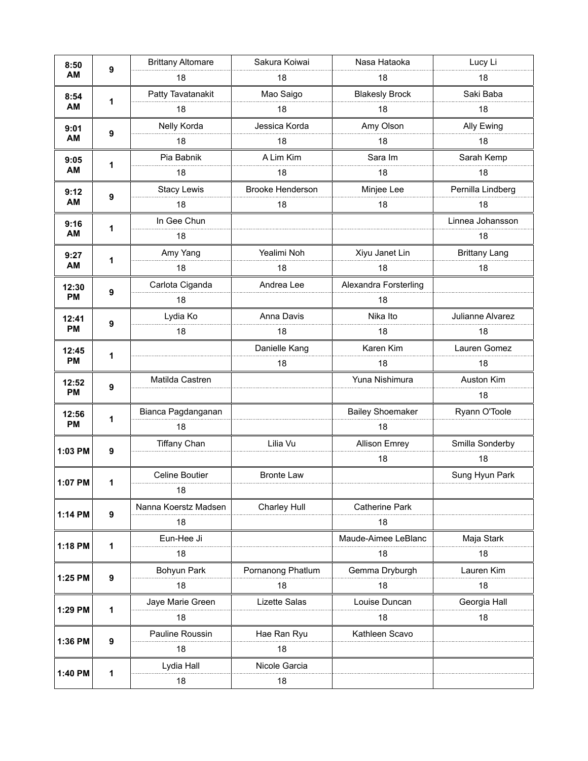| | | | | | |
|---|---|---|---|---|---|
| 8:50 AM | 9 | Brittany Altomare | Sakura Koiwai | Nasa Hataoka | Lucy Li |
| | | 18 | 18 | 18 | 18 |
| 8:54 AM | 1 | Patty Tavatanakit | Mao Saigo | Blakesly Brock | Saki Baba |
| | | 18 | 18 | 18 | 18 |
| 9:01 AM | 9 | Nelly Korda | Jessica Korda | Amy Olson | Ally Ewing |
| | | 18 | 18 | 18 | 18 |
| 9:05 AM | 1 | Pia Babnik | A Lim Kim | Sara Im | Sarah Kemp |
| | | 18 | 18 | 18 | 18 |
| 9:12 AM | 9 | Stacy Lewis | Brooke Henderson | Minjee Lee | Pernilla Lindberg |
| | | 18 | 18 | 18 | 18 |
| 9:16 AM | 1 | In Gee Chun | | | Linnea Johansson |
| | | 18 | | | 18 |
| 9:27 AM | 1 | Amy Yang | Yealimi Noh | Xiyu Janet Lin | Brittany Lang |
| | | 18 | 18 | 18 | 18 |
| 12:30 PM | 9 | Carlota Ciganda | Andrea Lee | Alexandra Forsterling | |
| | | 18 | | 18 | |
| 12:41 PM | 9 | Lydia Ko | Anna Davis | Nika Ito | Julianne Alvarez |
| | | 18 | 18 | 18 | 18 |
| 12:45 PM | 1 | | Danielle Kang | Karen Kim | Lauren Gomez |
| | | | 18 | 18 | 18 |
| 12:52 PM | 9 | Matilda Castren | | Yuna Nishimura | Auston Kim |
| | | | | | 18 |
| 12:56 PM | 1 | Bianca Pagdanganan | | Bailey Shoemaker | Ryann O'Toole |
| | | 18 | | 18 | |
| 1:03 PM | 9 | Tiffany Chan | Lilia Vu | Allison Emrey | Smilla Sonderby |
| | | | | 18 | 18 |
| 1:07 PM | 1 | Celine Boutier | Bronte Law | | Sung Hyun Park |
| | | 18 | | | |
| 1:14 PM | 9 | Nanna Koerstz Madsen | Charley Hull | Catherine Park | |
| | | 18 | | 18 | |
| 1:18 PM | 1 | Eun-Hee Ji | | Maude-Aimee LeBlanc | Maja Stark |
| | | 18 | | 18 | 18 |
| 1:25 PM | 9 | Bohyun Park | Pornanong Phatlum | Gemma Dryburgh | Lauren Kim |
| | | 18 | 18 | 18 | 18 |
| 1:29 PM | 1 | Jaye Marie Green | Lizette Salas | Louise Duncan | Georgia Hall |
| | | 18 | | 18 | 18 |
| 1:36 PM | 9 | Pauline Roussin | Hae Ran Ryu | Kathleen Scavo | |
| | | 18 | 18 | | |
| 1:40 PM | 1 | Lydia Hall | Nicole Garcia | | |
| | | 18 | 18 | | |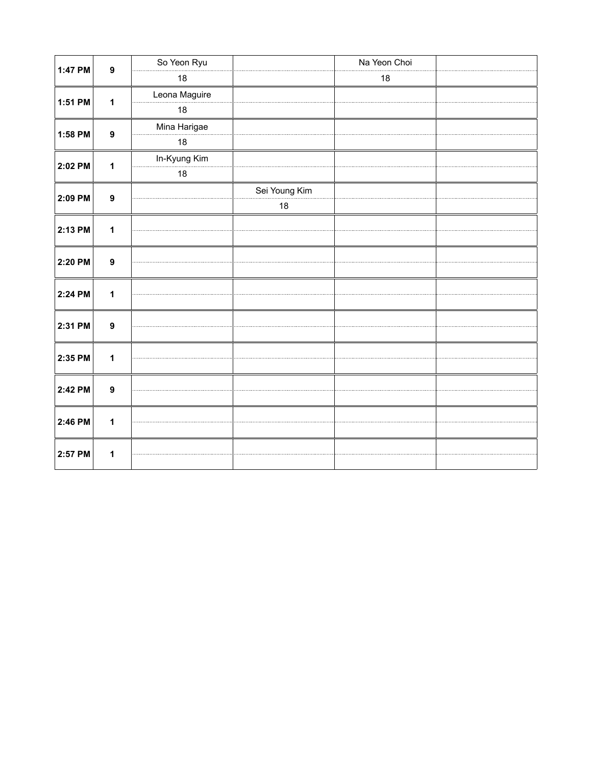| | | | | | |
|---|---|---|---|---|---|
| 1:47 PM | 9 | So Yeon Ryu<br>18 | | Na Yeon Choi<br>18 | |
| 1:51 PM | 1 | Leona Maguire<br>18 | | | |
| 1:58 PM | 9 | Mina Harigae<br>18 | | | |
| 2:02 PM | 1 | In-Kyung Kim<br>18 | | | |
| 2:09 PM | 9 | | Sei Young Kim<br>18 | | |
| 2:13 PM | 1 | | | | |
| 2:20 PM | 9 | | | | |
| 2:24 PM | 1 | | | | |
| 2:31 PM | 9 | | | | |
| 2:35 PM | 1 | | | | |
| 2:42 PM | 9 | | | | |
| 2:46 PM | 1 | | | | |
| 2:57 PM | 1 | | | | |